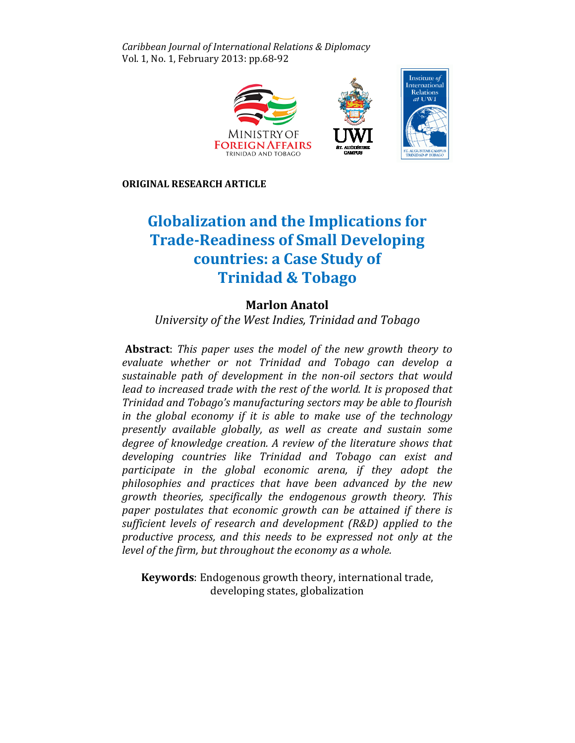*Caribbean Journal of International Relations & Diplomacy*
Vol. 1, No. 1, February 2013: pp.68-92

**ORIGINAL RESEARCH ARTICLE**

# Globalization and the Implications for Trade-Readiness of Small Developing countries: a Case Study of Trinidad & Tobago

**Marlon Anatol**

*University of the West Indies, Trinidad and Tobago*

**Abstract**: *This paper uses the model of the new growth theory to evaluate whether or not Trinidad and Tobago can develop a sustainable path of development in the non-oil sectors that would lead to increased trade with the rest of the world. It is proposed that Trinidad and Tobago's manufacturing sectors may be able to flourish in the global economy if it is able to make use of the technology presently available globally, as well as create and sustain some degree of knowledge creation. A review of the literature shows that developing countries like Trinidad and Tobago can exist and participate in the global economic arena, if they adopt the philosophies and practices that have been advanced by the new growth theories, specifically the endogenous growth theory. This paper postulates that economic growth can be attained if there is sufficient levels of research and development (R&D) applied to the productive process, and this needs to be expressed not only at the level of the firm, but throughout the economy as a whole.*

**Keywords**: Endogenous growth theory, international trade, developing states, globalization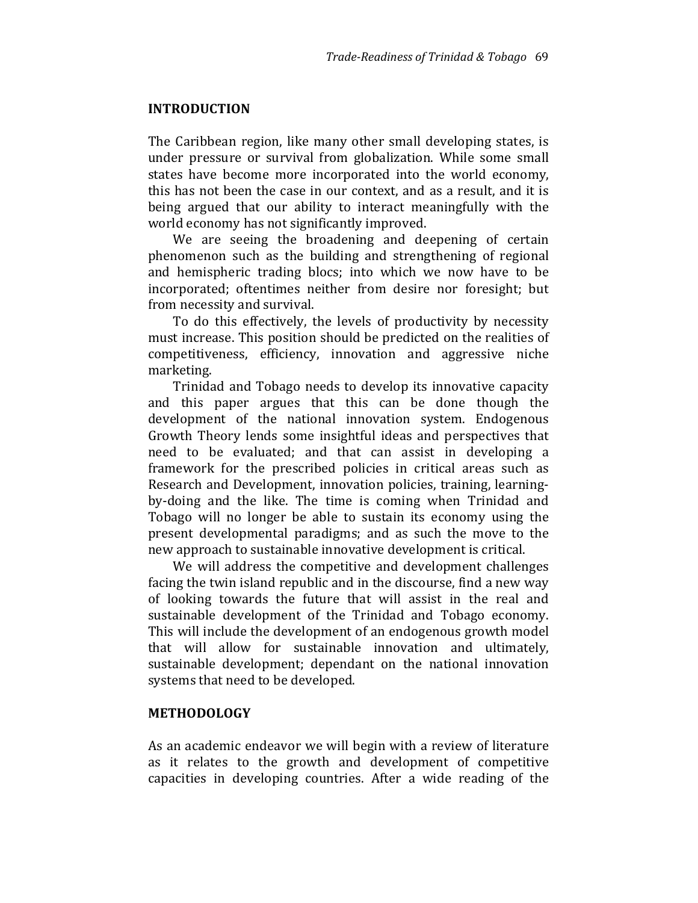## INTRODUCTION

The Caribbean region, like many other small developing states, is under pressure or survival from globalization. While some small states have become more incorporated into the world economy, this has not been the case in our context, and as a result, and it is being argued that our ability to interact meaningfully with the world economy has not significantly improved.

We are seeing the broadening and deepening of certain phenomenon such as the building and strengthening of regional and hemispheric trading blocs; into which we now have to be incorporated; oftentimes neither from desire nor foresight; but from necessity and survival.

To do this effectively, the levels of productivity by necessity must increase. This position should be predicted on the realities of competitiveness, efficiency, innovation and aggressive niche marketing.

Trinidad and Tobago needs to develop its innovative capacity and this paper argues that this can be done though the development of the national innovation system. Endogenous Growth Theory lends some insightful ideas and perspectives that need to be evaluated; and that can assist in developing a framework for the prescribed policies in critical areas such as Research and Development, innovation policies, training, learning-by-doing and the like. The time is coming when Trinidad and Tobago will no longer be able to sustain its economy using the present developmental paradigms; and as such the move to the new approach to sustainable innovative development is critical.

We will address the competitive and development challenges facing the twin island republic and in the discourse, find a new way of looking towards the future that will assist in the real and sustainable development of the Trinidad and Tobago economy. This will include the development of an endogenous growth model that will allow for sustainable innovation and ultimately, sustainable development; dependant on the national innovation systems that need to be developed.

## METHODOLOGY

As an academic endeavor we will begin with a review of literature as it relates to the growth and development of competitive capacities in developing countries. After a wide reading of the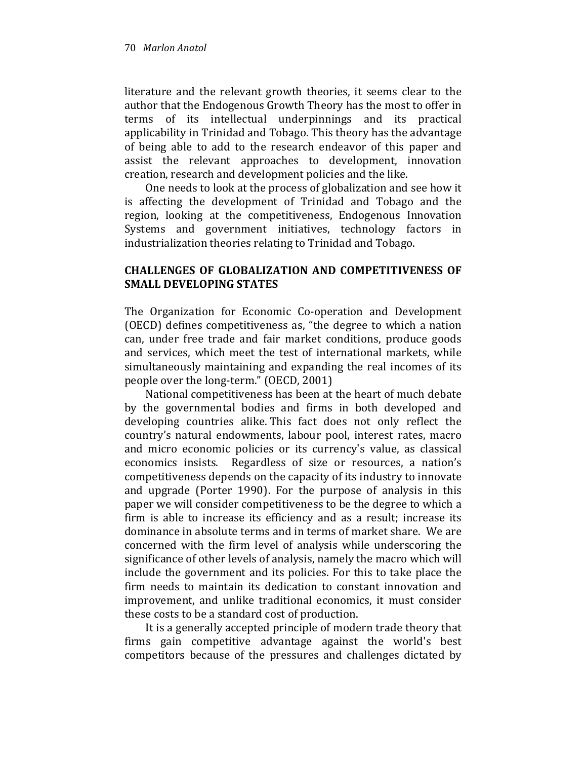literature and the relevant growth theories, it seems clear to the author that the Endogenous Growth Theory has the most to offer in terms of its intellectual underpinnings and its practical applicability in Trinidad and Tobago. This theory has the advantage of being able to add to the research endeavor of this paper and assist the relevant approaches to development, innovation creation, research and development policies and the like.

One needs to look at the process of globalization and see how it is affecting the development of Trinidad and Tobago and the region, looking at the competitiveness, Endogenous Innovation Systems and government initiatives, technology factors in industrialization theories relating to Trinidad and Tobago.

## CHALLENGES OF GLOBALIZATION AND COMPETITIVENESS OF SMALL DEVELOPING STATES

The Organization for Economic Co-operation and Development (OECD) defines competitiveness as, "the degree to which a nation can, under free trade and fair market conditions, produce goods and services, which meet the test of international markets, while simultaneously maintaining and expanding the real incomes of its people over the long-term." (OECD, 2001)

National competitiveness has been at the heart of much debate by the governmental bodies and firms in both developed and developing countries alike. This fact does not only reflect the country's natural endowments, labour pool, interest rates, macro and micro economic policies or its currency's value, as classical economics insists. Regardless of size or resources, a nation's competitiveness depends on the capacity of its industry to innovate and upgrade (Porter 1990). For the purpose of analysis in this paper we will consider competitiveness to be the degree to which a firm is able to increase its efficiency and as a result; increase its dominance in absolute terms and in terms of market share. We are concerned with the firm level of analysis while underscoring the significance of other levels of analysis, namely the macro which will include the government and its policies. For this to take place the firm needs to maintain its dedication to constant innovation and improvement, and unlike traditional economics, it must consider these costs to be a standard cost of production.

It is a generally accepted principle of modern trade theory that firms gain competitive advantage against the world's best competitors because of the pressures and challenges dictated by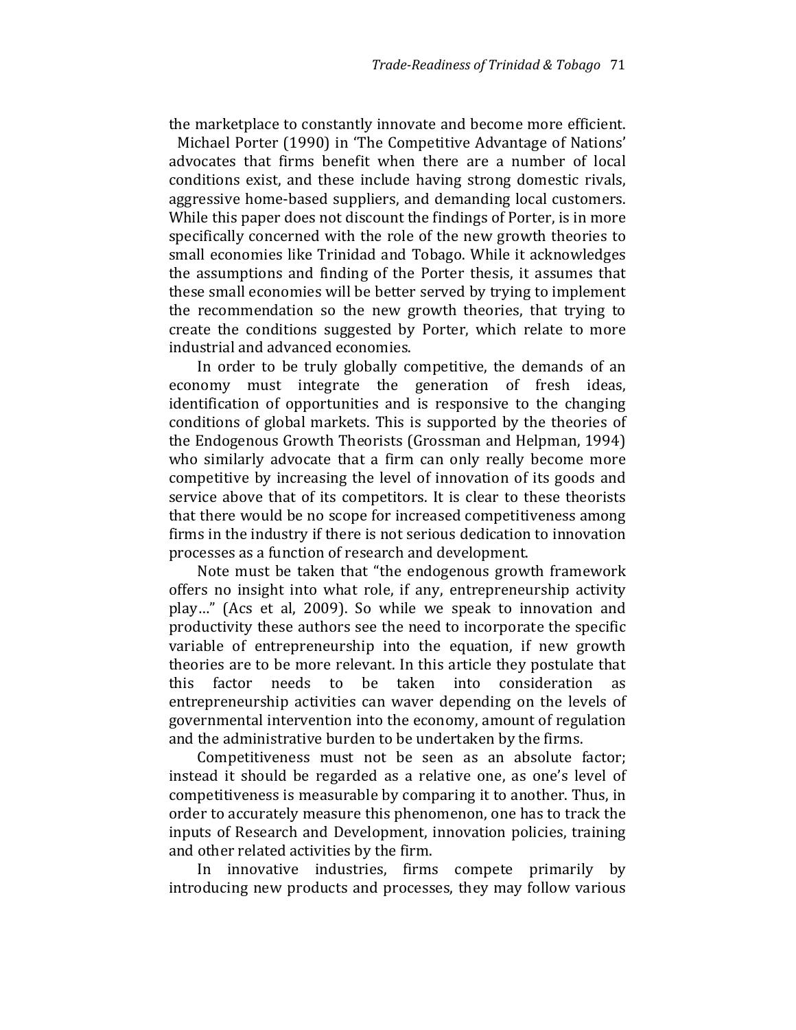the marketplace to constantly innovate and become more efficient.

Michael Porter (1990) in 'The Competitive Advantage of Nations' advocates that firms benefit when there are a number of local conditions exist, and these include having strong domestic rivals, aggressive home-based suppliers, and demanding local customers. While this paper does not discount the findings of Porter, is in more specifically concerned with the role of the new growth theories to small economies like Trinidad and Tobago. While it acknowledges the assumptions and finding of the Porter thesis, it assumes that these small economies will be better served by trying to implement the recommendation so the new growth theories, that trying to create the conditions suggested by Porter, which relate to more industrial and advanced economies.

In order to be truly globally competitive, the demands of an economy must integrate the generation of fresh ideas, identification of opportunities and is responsive to the changing conditions of global markets. This is supported by the theories of the Endogenous Growth Theorists (Grossman and Helpman, 1994) who similarly advocate that a firm can only really become more competitive by increasing the level of innovation of its goods and service above that of its competitors. It is clear to these theorists that there would be no scope for increased competitiveness among firms in the industry if there is not serious dedication to innovation processes as a function of research and development.

Note must be taken that "the endogenous growth framework offers no insight into what role, if any, entrepreneurship activity play…" (Acs et al, 2009). So while we speak to innovation and productivity these authors see the need to incorporate the specific variable of entrepreneurship into the equation, if new growth theories are to be more relevant. In this article they postulate that this factor needs to be taken into consideration as entrepreneurship activities can waver depending on the levels of governmental intervention into the economy, amount of regulation and the administrative burden to be undertaken by the firms.

Competitiveness must not be seen as an absolute factor; instead it should be regarded as a relative one, as one's level of competitiveness is measurable by comparing it to another. Thus, in order to accurately measure this phenomenon, one has to track the inputs of Research and Development, innovation policies, training and other related activities by the firm.

In innovative industries, firms compete primarily by introducing new products and processes, they may follow various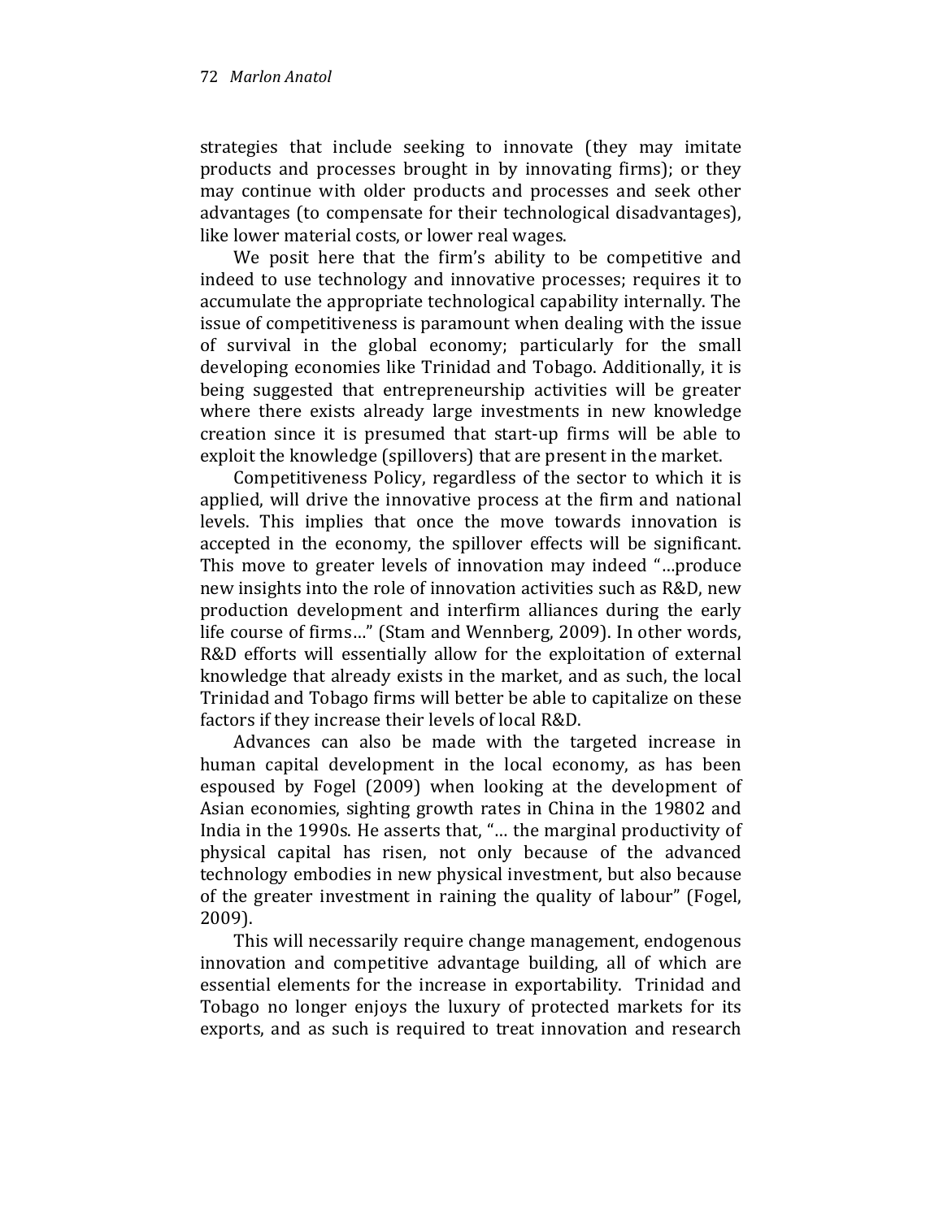strategies that include seeking to innovate (they may imitate products and processes brought in by innovating firms); or they may continue with older products and processes and seek other advantages (to compensate for their technological disadvantages), like lower material costs, or lower real wages.

We posit here that the firm's ability to be competitive and indeed to use technology and innovative processes; requires it to accumulate the appropriate technological capability internally. The issue of competitiveness is paramount when dealing with the issue of survival in the global economy; particularly for the small developing economies like Trinidad and Tobago. Additionally, it is being suggested that entrepreneurship activities will be greater where there exists already large investments in new knowledge creation since it is presumed that start-up firms will be able to exploit the knowledge (spillovers) that are present in the market.

Competitiveness Policy, regardless of the sector to which it is applied, will drive the innovative process at the firm and national levels. This implies that once the move towards innovation is accepted in the economy, the spillover effects will be significant. This move to greater levels of innovation may indeed "…produce new insights into the role of innovation activities such as R&D, new production development and interfirm alliances during the early life course of firms…" (Stam and Wennberg, 2009). In other words, R&D efforts will essentially allow for the exploitation of external knowledge that already exists in the market, and as such, the local Trinidad and Tobago firms will better be able to capitalize on these factors if they increase their levels of local R&D.

Advances can also be made with the targeted increase in human capital development in the local economy, as has been espoused by Fogel (2009) when looking at the development of Asian economies, sighting growth rates in China in the 19802 and India in the 1990s. He asserts that, "… the marginal productivity of physical capital has risen, not only because of the advanced technology embodies in new physical investment, but also because of the greater investment in raining the quality of labour" (Fogel, 2009).

This will necessarily require change management, endogenous innovation and competitive advantage building, all of which are essential elements for the increase in exportability. Trinidad and Tobago no longer enjoys the luxury of protected markets for its exports, and as such is required to treat innovation and research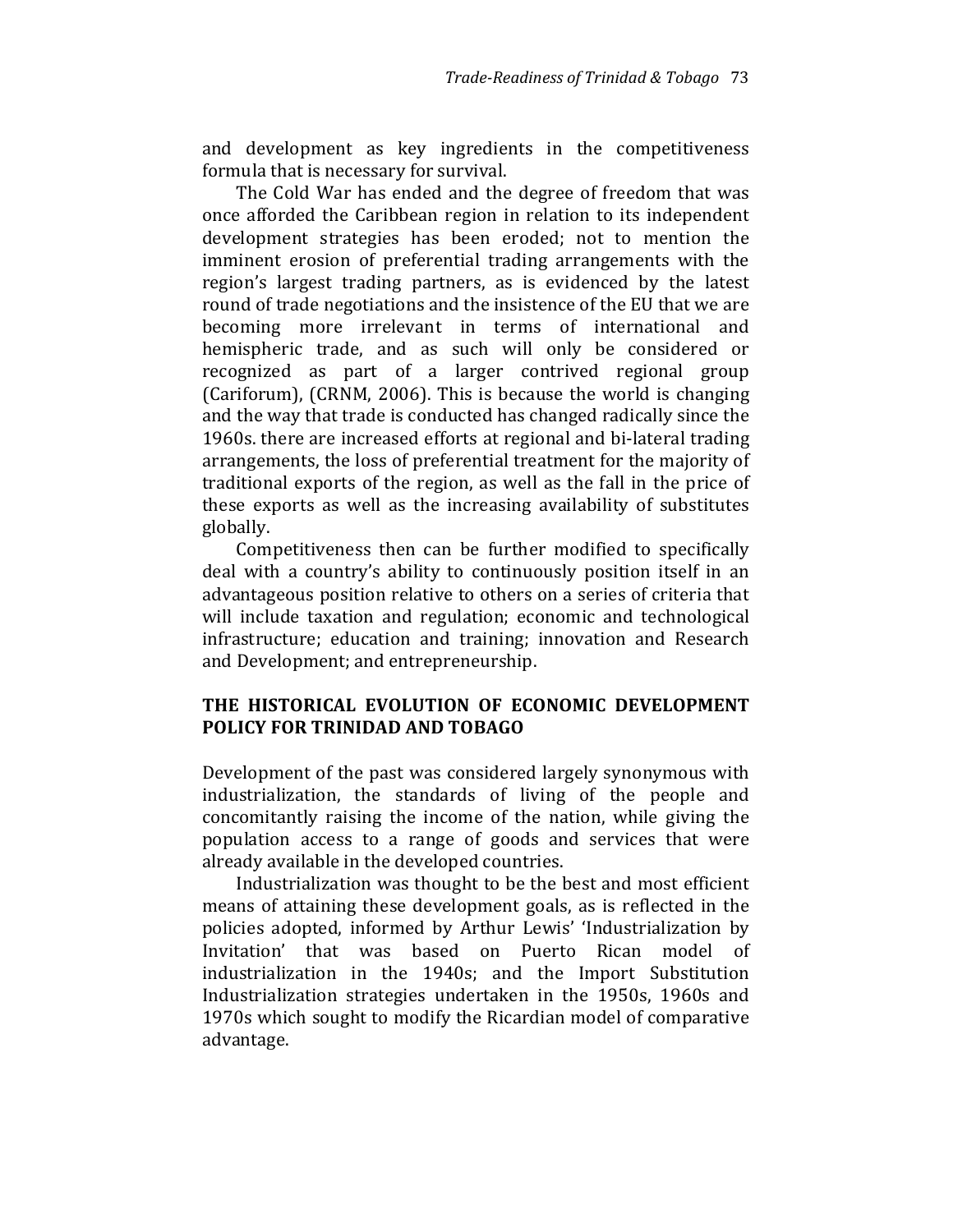and development as key ingredients in the competitiveness formula that is necessary for survival.

The Cold War has ended and the degree of freedom that was once afforded the Caribbean region in relation to its independent development strategies has been eroded; not to mention the imminent erosion of preferential trading arrangements with the region's largest trading partners, as is evidenced by the latest round of trade negotiations and the insistence of the EU that we are becoming more irrelevant in terms of international and hemispheric trade, and as such will only be considered or recognized as part of a larger contrived regional group (Cariforum), (CRNM, 2006). This is because the world is changing and the way that trade is conducted has changed radically since the 1960s. there are increased efforts at regional and bi-lateral trading arrangements, the loss of preferential treatment for the majority of traditional exports of the region, as well as the fall in the price of these exports as well as the increasing availability of substitutes globally.

Competitiveness then can be further modified to specifically deal with a country's ability to continuously position itself in an advantageous position relative to others on a series of criteria that will include taxation and regulation; economic and technological infrastructure; education and training; innovation and Research and Development; and entrepreneurship.

## THE HISTORICAL EVOLUTION OF ECONOMIC DEVELOPMENT POLICY FOR TRINIDAD AND TOBAGO

Development of the past was considered largely synonymous with industrialization, the standards of living of the people and concomitantly raising the income of the nation, while giving the population access to a range of goods and services that were already available in the developed countries.

Industrialization was thought to be the best and most efficient means of attaining these development goals, as is reflected in the policies adopted, informed by Arthur Lewis' 'Industrialization by Invitation' that was based on Puerto Rican model of industrialization in the 1940s; and the Import Substitution Industrialization strategies undertaken in the 1950s, 1960s and 1970s which sought to modify the Ricardian model of comparative advantage.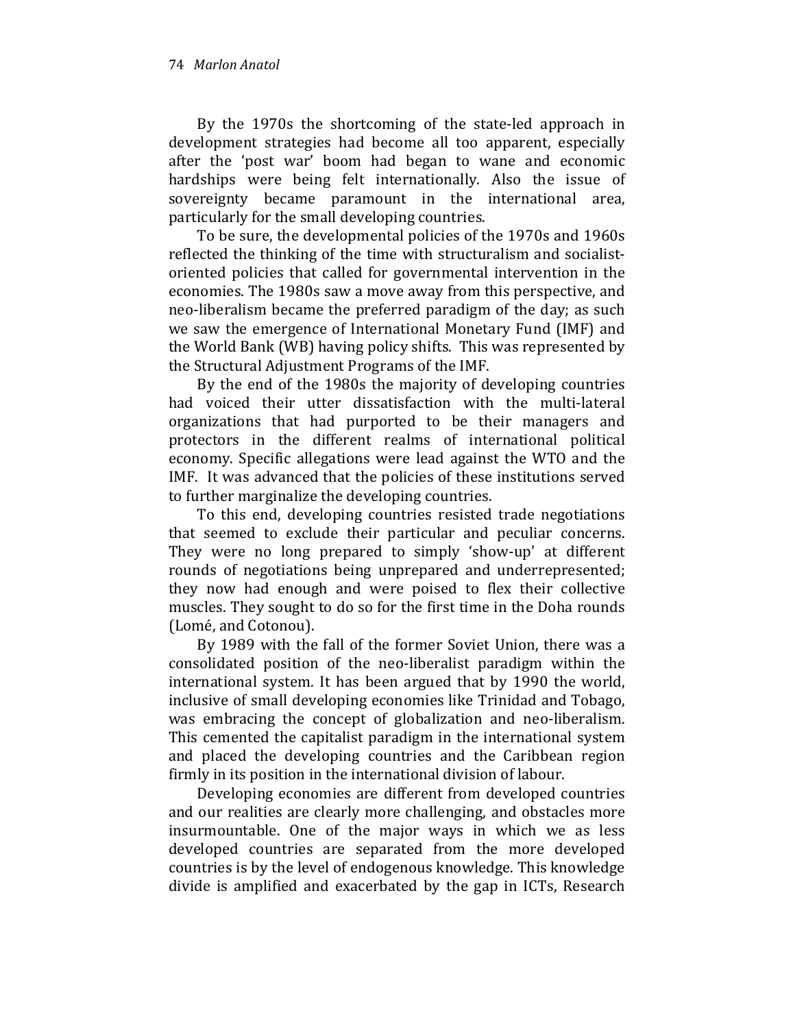By the 1970s the shortcoming of the state-led approach in development strategies had become all too apparent, especially after the 'post war' boom had began to wane and economic hardships were being felt internationally. Also the issue of sovereignty became paramount in the international area, particularly for the small developing countries.

To be sure, the developmental policies of the 1970s and 1960s reflected the thinking of the time with structuralism and socialist-oriented policies that called for governmental intervention in the economies. The 1980s saw a move away from this perspective, and neo-liberalism became the preferred paradigm of the day; as such we saw the emergence of International Monetary Fund (IMF) and the World Bank (WB) having policy shifts. This was represented by the Structural Adjustment Programs of the IMF.

By the end of the 1980s the majority of developing countries had voiced their utter dissatisfaction with the multi-lateral organizations that had purported to be their managers and protectors in the different realms of international political economy. Specific allegations were lead against the WTO and the IMF. It was advanced that the policies of these institutions served to further marginalize the developing countries.

To this end, developing countries resisted trade negotiations that seemed to exclude their particular and peculiar concerns. They were no long prepared to simply 'show-up' at different rounds of negotiations being unprepared and underrepresented; they now had enough and were poised to flex their collective muscles. They sought to do so for the first time in the Doha rounds (Lomé, and Cotonou).

By 1989 with the fall of the former Soviet Union, there was a consolidated position of the neo-liberalist paradigm within the international system. It has been argued that by 1990 the world, inclusive of small developing economies like Trinidad and Tobago, was embracing the concept of globalization and neo-liberalism. This cemented the capitalist paradigm in the international system and placed the developing countries and the Caribbean region firmly in its position in the international division of labour.

Developing economies are different from developed countries and our realities are clearly more challenging, and obstacles more insurmountable. One of the major ways in which we as less developed countries are separated from the more developed countries is by the level of endogenous knowledge. This knowledge divide is amplified and exacerbated by the gap in ICTs, Research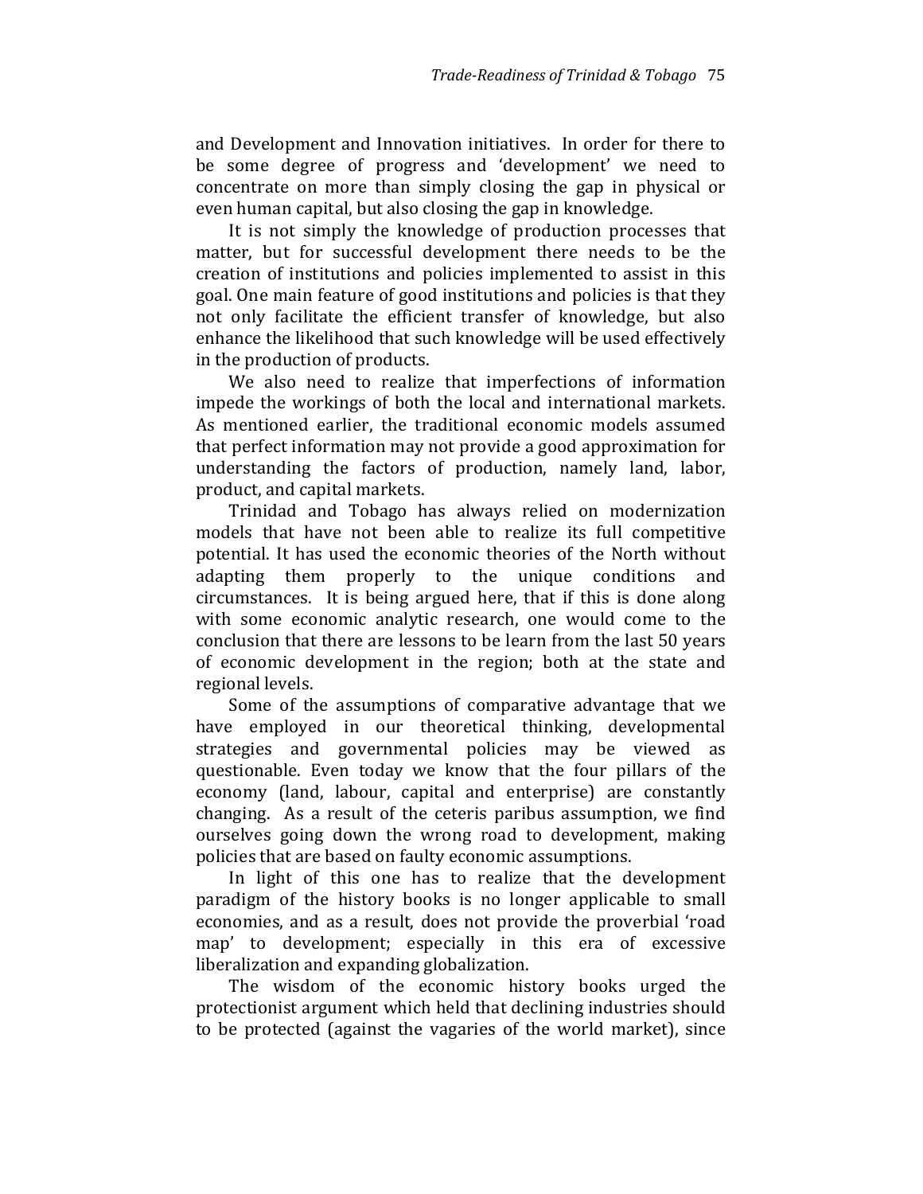and Development and Innovation initiatives. In order for there to be some degree of progress and 'development' we need to concentrate on more than simply closing the gap in physical or even human capital, but also closing the gap in knowledge.

It is not simply the knowledge of production processes that matter, but for successful development there needs to be the creation of institutions and policies implemented to assist in this goal. One main feature of good institutions and policies is that they not only facilitate the efficient transfer of knowledge, but also enhance the likelihood that such knowledge will be used effectively in the production of products.

We also need to realize that imperfections of information impede the workings of both the local and international markets. As mentioned earlier, the traditional economic models assumed that perfect information may not provide a good approximation for understanding the factors of production, namely land, labor, product, and capital markets.

Trinidad and Tobago has always relied on modernization models that have not been able to realize its full competitive potential. It has used the economic theories of the North without adapting them properly to the unique conditions and circumstances. It is being argued here, that if this is done along with some economic analytic research, one would come to the conclusion that there are lessons to be learn from the last 50 years of economic development in the region; both at the state and regional levels.

Some of the assumptions of comparative advantage that we have employed in our theoretical thinking, developmental strategies and governmental policies may be viewed as questionable. Even today we know that the four pillars of the economy (land, labour, capital and enterprise) are constantly changing. As a result of the ceteris paribus assumption, we find ourselves going down the wrong road to development, making policies that are based on faulty economic assumptions.

In light of this one has to realize that the development paradigm of the history books is no longer applicable to small economies, and as a result, does not provide the proverbial 'road map' to development; especially in this era of excessive liberalization and expanding globalization.

The wisdom of the economic history books urged the protectionist argument which held that declining industries should to be protected (against the vagaries of the world market), since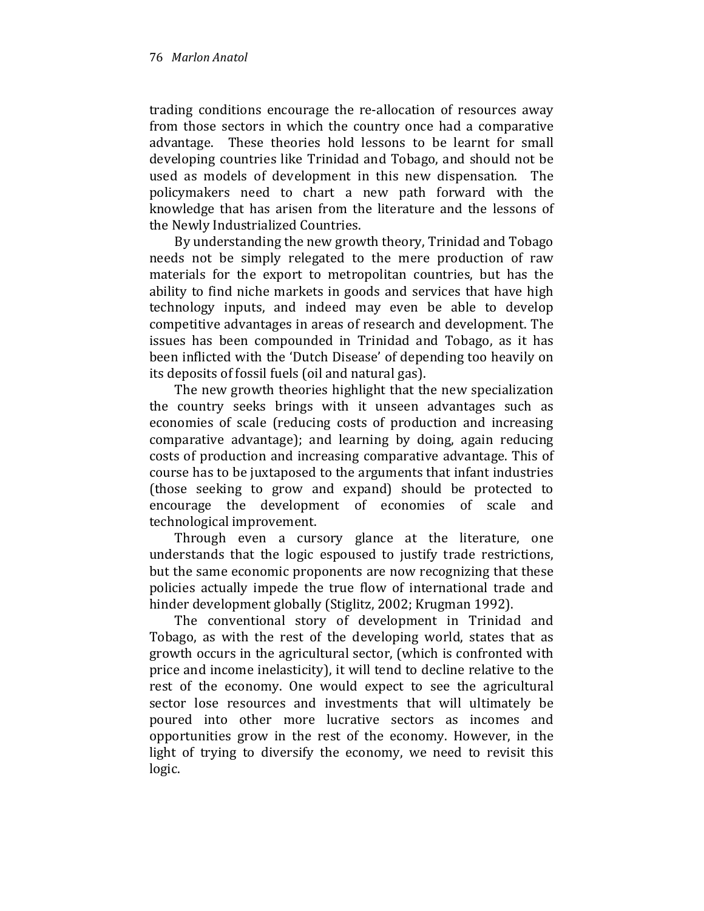trading conditions encourage the re-allocation of resources away from those sectors in which the country once had a comparative advantage. These theories hold lessons to be learnt for small developing countries like Trinidad and Tobago, and should not be used as models of development in this new dispensation. The policymakers need to chart a new path forward with the knowledge that has arisen from the literature and the lessons of the Newly Industrialized Countries.

By understanding the new growth theory, Trinidad and Tobago needs not be simply relegated to the mere production of raw materials for the export to metropolitan countries, but has the ability to find niche markets in goods and services that have high technology inputs, and indeed may even be able to develop competitive advantages in areas of research and development. The issues has been compounded in Trinidad and Tobago, as it has been inflicted with the 'Dutch Disease' of depending too heavily on its deposits of fossil fuels (oil and natural gas).

The new growth theories highlight that the new specialization the country seeks brings with it unseen advantages such as economies of scale (reducing costs of production and increasing comparative advantage); and learning by doing, again reducing costs of production and increasing comparative advantage. This of course has to be juxtaposed to the arguments that infant industries (those seeking to grow and expand) should be protected to encourage the development of economies of scale and technological improvement.

Through even a cursory glance at the literature, one understands that the logic espoused to justify trade restrictions, but the same economic proponents are now recognizing that these policies actually impede the true flow of international trade and hinder development globally (Stiglitz, 2002; Krugman 1992).

The conventional story of development in Trinidad and Tobago, as with the rest of the developing world, states that as growth occurs in the agricultural sector, (which is confronted with price and income inelasticity), it will tend to decline relative to the rest of the economy. One would expect to see the agricultural sector lose resources and investments that will ultimately be poured into other more lucrative sectors as incomes and opportunities grow in the rest of the economy. However, in the light of trying to diversify the economy, we need to revisit this logic.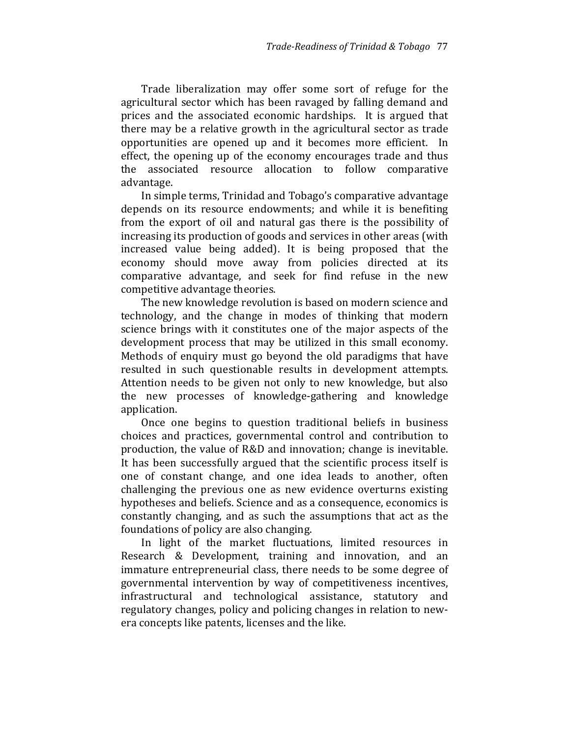Trade liberalization may offer some sort of refuge for the agricultural sector which has been ravaged by falling demand and prices and the associated economic hardships. It is argued that there may be a relative growth in the agricultural sector as trade opportunities are opened up and it becomes more efficient. In effect, the opening up of the economy encourages trade and thus the associated resource allocation to follow comparative advantage.

In simple terms, Trinidad and Tobago's comparative advantage depends on its resource endowments; and while it is benefiting from the export of oil and natural gas there is the possibility of increasing its production of goods and services in other areas (with increased value being added). It is being proposed that the economy should move away from policies directed at its comparative advantage, and seek for find refuse in the new competitive advantage theories.

The new knowledge revolution is based on modern science and technology, and the change in modes of thinking that modern science brings with it constitutes one of the major aspects of the development process that may be utilized in this small economy. Methods of enquiry must go beyond the old paradigms that have resulted in such questionable results in development attempts. Attention needs to be given not only to new knowledge, but also the new processes of knowledge-gathering and knowledge application.

Once one begins to question traditional beliefs in business choices and practices, governmental control and contribution to production, the value of R&D and innovation; change is inevitable. It has been successfully argued that the scientific process itself is one of constant change, and one idea leads to another, often challenging the previous one as new evidence overturns existing hypotheses and beliefs. Science and as a consequence, economics is constantly changing, and as such the assumptions that act as the foundations of policy are also changing.

In light of the market fluctuations, limited resources in Research & Development, training and innovation, and an immature entrepreneurial class, there needs to be some degree of governmental intervention by way of competitiveness incentives, infrastructural and technological assistance, statutory and regulatory changes, policy and policing changes in relation to new-era concepts like patents, licenses and the like.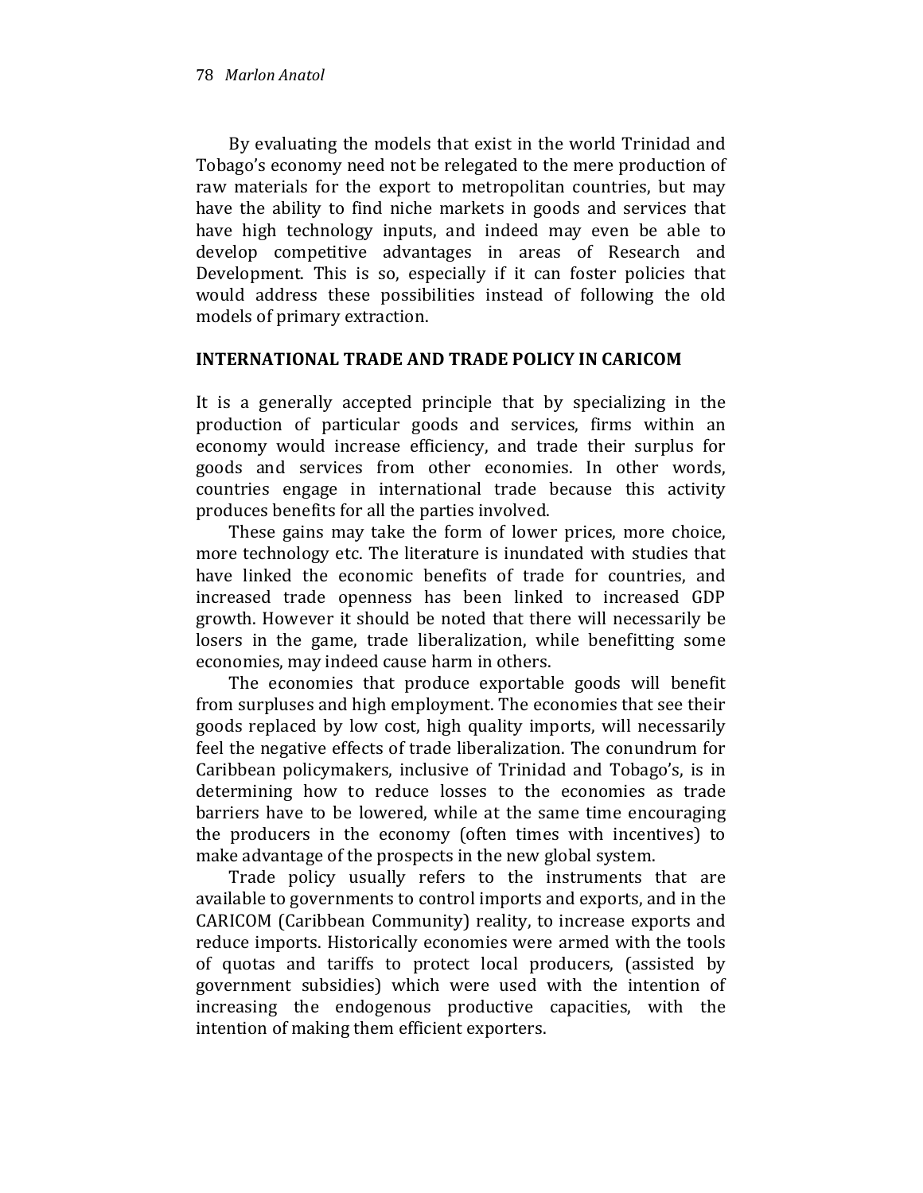By evaluating the models that exist in the world Trinidad and Tobago's economy need not be relegated to the mere production of raw materials for the export to metropolitan countries, but may have the ability to find niche markets in goods and services that have high technology inputs, and indeed may even be able to develop competitive advantages in areas of Research and Development. This is so, especially if it can foster policies that would address these possibilities instead of following the old models of primary extraction.

## INTERNATIONAL TRADE AND TRADE POLICY IN CARICOM

It is a generally accepted principle that by specializing in the production of particular goods and services, firms within an economy would increase efficiency, and trade their surplus for goods and services from other economies. In other words, countries engage in international trade because this activity produces benefits for all the parties involved.

These gains may take the form of lower prices, more choice, more technology etc. The literature is inundated with studies that have linked the economic benefits of trade for countries, and increased trade openness has been linked to increased GDP growth. However it should be noted that there will necessarily be losers in the game, trade liberalization, while benefitting some economies, may indeed cause harm in others.

The economies that produce exportable goods will benefit from surpluses and high employment. The economies that see their goods replaced by low cost, high quality imports, will necessarily feel the negative effects of trade liberalization. The conundrum for Caribbean policymakers, inclusive of Trinidad and Tobago's, is in determining how to reduce losses to the economies as trade barriers have to be lowered, while at the same time encouraging the producers in the economy (often times with incentives) to make advantage of the prospects in the new global system.

Trade policy usually refers to the instruments that are available to governments to control imports and exports, and in the CARICOM (Caribbean Community) reality, to increase exports and reduce imports. Historically economies were armed with the tools of quotas and tariffs to protect local producers, (assisted by government subsidies) which were used with the intention of increasing the endogenous productive capacities, with the intention of making them efficient exporters.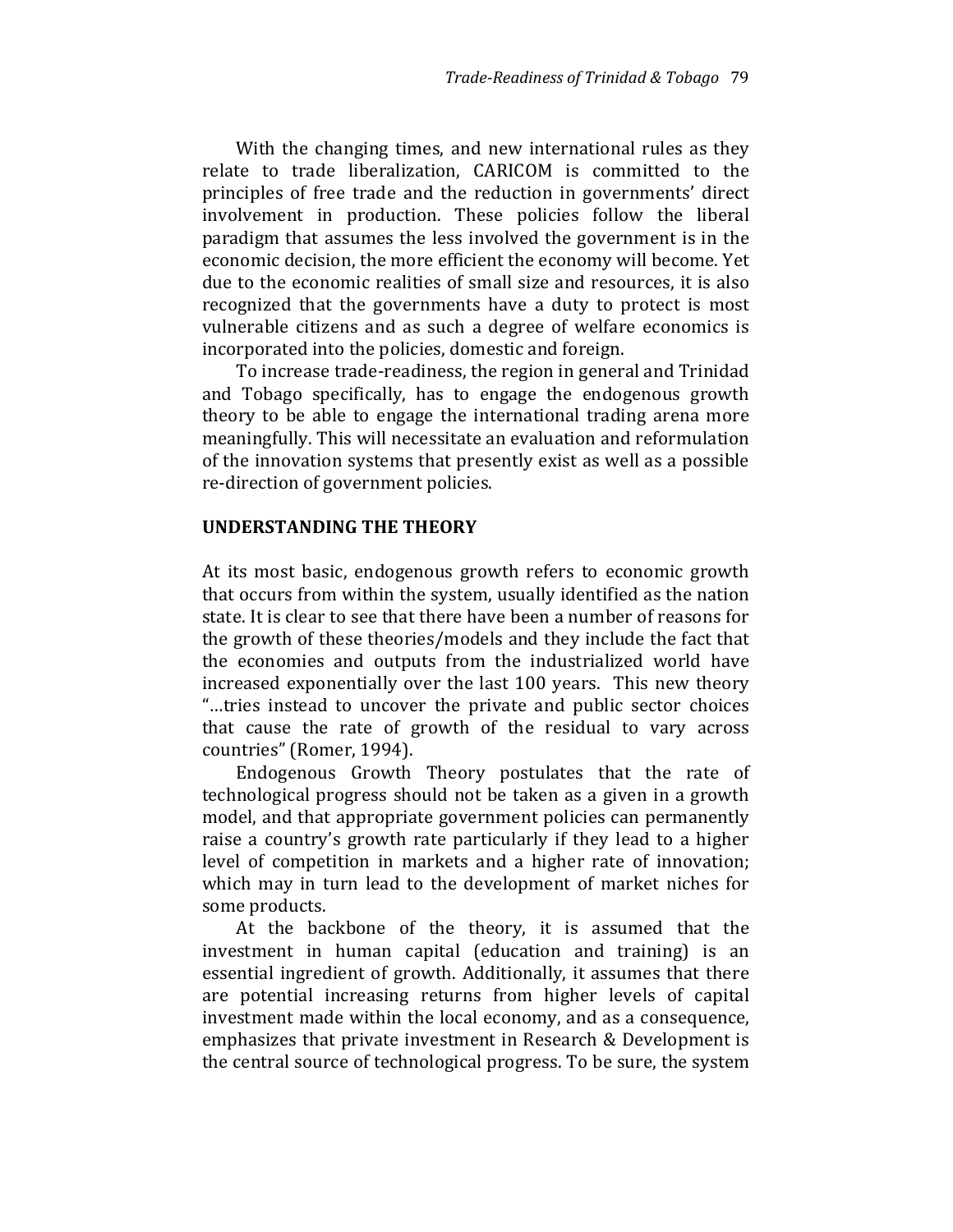With the changing times, and new international rules as they relate to trade liberalization, CARICOM is committed to the principles of free trade and the reduction in governments' direct involvement in production. These policies follow the liberal paradigm that assumes the less involved the government is in the economic decision, the more efficient the economy will become. Yet due to the economic realities of small size and resources, it is also recognized that the governments have a duty to protect is most vulnerable citizens and as such a degree of welfare economics is incorporated into the policies, domestic and foreign.

To increase trade-readiness, the region in general and Trinidad and Tobago specifically, has to engage the endogenous growth theory to be able to engage the international trading arena more meaningfully. This will necessitate an evaluation and reformulation of the innovation systems that presently exist as well as a possible re-direction of government policies.

## UNDERSTANDING THE THEORY

At its most basic, endogenous growth refers to economic growth that occurs from within the system, usually identified as the nation state. It is clear to see that there have been a number of reasons for the growth of these theories/models and they include the fact that the economies and outputs from the industrialized world have increased exponentially over the last 100 years. This new theory "…tries instead to uncover the private and public sector choices that cause the rate of growth of the residual to vary across countries" (Romer, 1994).

Endogenous Growth Theory postulates that the rate of technological progress should not be taken as a given in a growth model, and that appropriate government policies can permanently raise a country's growth rate particularly if they lead to a higher level of competition in markets and a higher rate of innovation; which may in turn lead to the development of market niches for some products.

At the backbone of the theory, it is assumed that the investment in human capital (education and training) is an essential ingredient of growth. Additionally, it assumes that there are potential increasing returns from higher levels of capital investment made within the local economy, and as a consequence, emphasizes that private investment in Research & Development is the central source of technological progress. To be sure, the system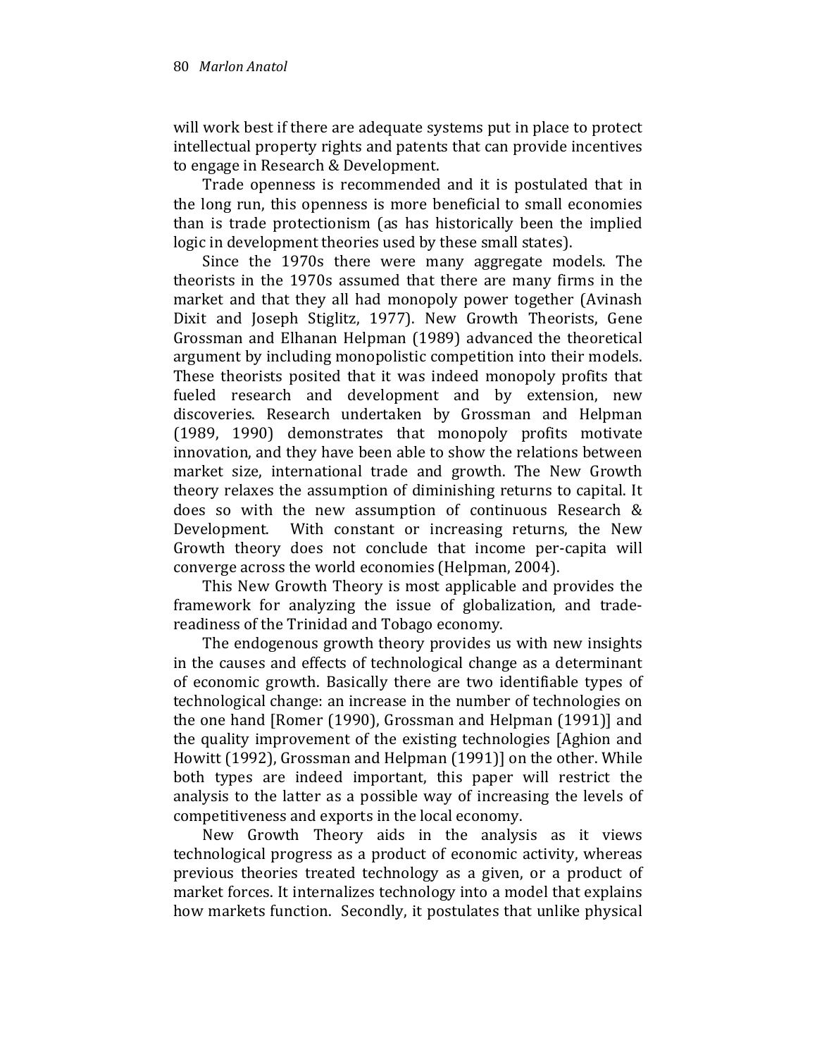will work best if there are adequate systems put in place to protect intellectual property rights and patents that can provide incentives to engage in Research & Development.

Trade openness is recommended and it is postulated that in the long run, this openness is more beneficial to small economies than is trade protectionism (as has historically been the implied logic in development theories used by these small states).

Since the 1970s there were many aggregate models. The theorists in the 1970s assumed that there are many firms in the market and that they all had monopoly power together (Avinash Dixit and Joseph Stiglitz, 1977). New Growth Theorists, Gene Grossman and Elhanan Helpman (1989) advanced the theoretical argument by including monopolistic competition into their models. These theorists posited that it was indeed monopoly profits that fueled research and development and by extension, new discoveries. Research undertaken by Grossman and Helpman (1989, 1990) demonstrates that monopoly profits motivate innovation, and they have been able to show the relations between market size, international trade and growth. The New Growth theory relaxes the assumption of diminishing returns to capital. It does so with the new assumption of continuous Research & Development. With constant or increasing returns, the New Growth theory does not conclude that income per-capita will converge across the world economies (Helpman, 2004).

This New Growth Theory is most applicable and provides the framework for analyzing the issue of globalization, and trade-readiness of the Trinidad and Tobago economy.

The endogenous growth theory provides us with new insights in the causes and effects of technological change as a determinant of economic growth. Basically there are two identifiable types of technological change: an increase in the number of technologies on the one hand [Romer (1990), Grossman and Helpman (1991)] and the quality improvement of the existing technologies [Aghion and Howitt (1992), Grossman and Helpman (1991)] on the other. While both types are indeed important, this paper will restrict the analysis to the latter as a possible way of increasing the levels of competitiveness and exports in the local economy.

New Growth Theory aids in the analysis as it views technological progress as a product of economic activity, whereas previous theories treated technology as a given, or a product of market forces. It internalizes technology into a model that explains how markets function. Secondly, it postulates that unlike physical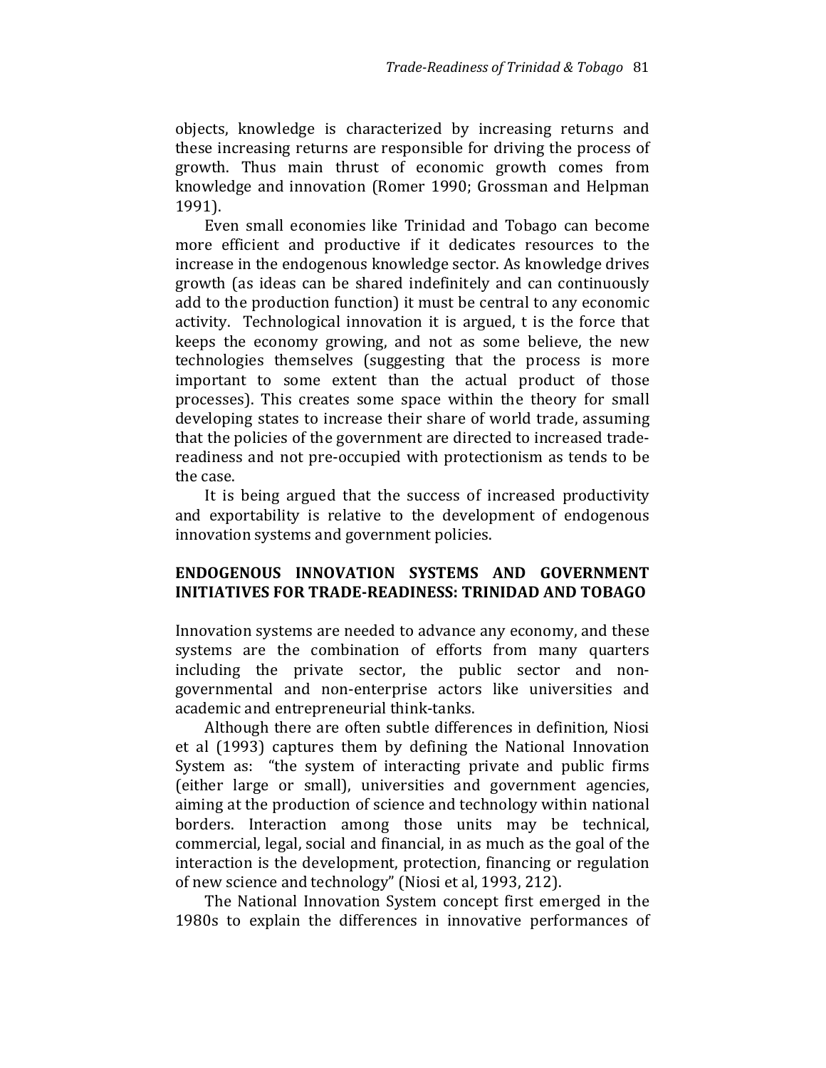objects, knowledge is characterized by increasing returns and these increasing returns are responsible for driving the process of growth. Thus main thrust of economic growth comes from knowledge and innovation (Romer 1990; Grossman and Helpman 1991).

Even small economies like Trinidad and Tobago can become more efficient and productive if it dedicates resources to the increase in the endogenous knowledge sector. As knowledge drives growth (as ideas can be shared indefinitely and can continuously add to the production function) it must be central to any economic activity. Technological innovation it is argued, t is the force that keeps the economy growing, and not as some believe, the new technologies themselves (suggesting that the process is more important to some extent than the actual product of those processes). This creates some space within the theory for small developing states to increase their share of world trade, assuming that the policies of the government are directed to increased trade-readiness and not pre-occupied with protectionism as tends to be the case.

It is being argued that the success of increased productivity and exportability is relative to the development of endogenous innovation systems and government policies.

## ENDOGENOUS INNOVATION SYSTEMS AND GOVERNMENT INITIATIVES FOR TRADE-READINESS: TRINIDAD AND TOBAGO

Innovation systems are needed to advance any economy, and these systems are the combination of efforts from many quarters including the private sector, the public sector and non-governmental and non-enterprise actors like universities and academic and entrepreneurial think-tanks.

Although there are often subtle differences in definition, Niosi et al (1993) captures them by defining the National Innovation System as: "the system of interacting private and public firms (either large or small), universities and government agencies, aiming at the production of science and technology within national borders. Interaction among those units may be technical, commercial, legal, social and financial, in as much as the goal of the interaction is the development, protection, financing or regulation of new science and technology" (Niosi et al, 1993, 212).

The National Innovation System concept first emerged in the 1980s to explain the differences in innovative performances of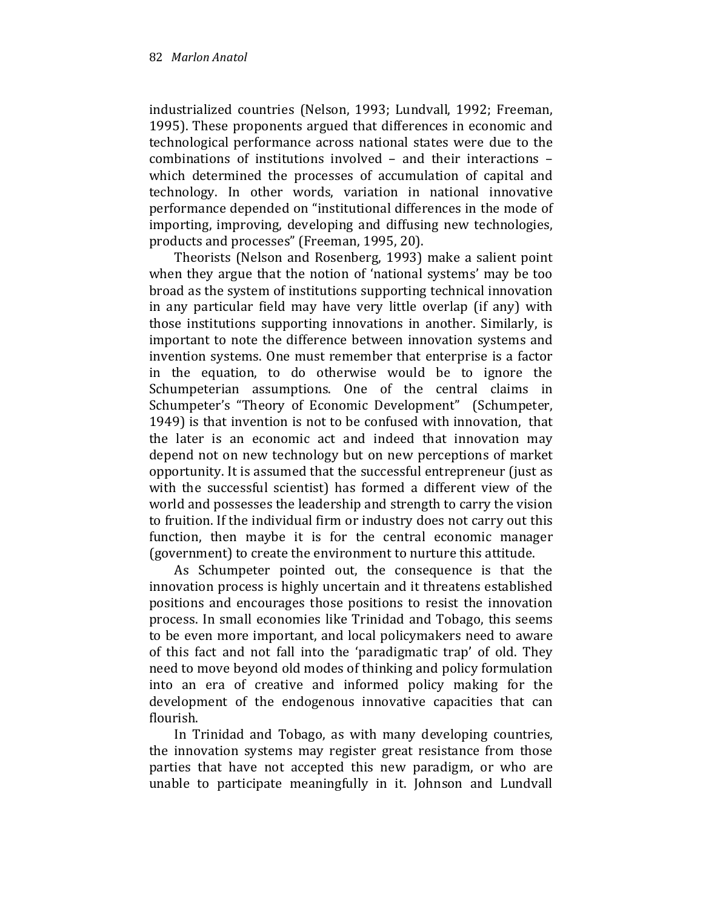industrialized countries (Nelson, 1993; Lundvall, 1992; Freeman, 1995). These proponents argued that differences in economic and technological performance across national states were due to the combinations of institutions involved – and their interactions – which determined the processes of accumulation of capital and technology. In other words, variation in national innovative performance depended on "institutional differences in the mode of importing, improving, developing and diffusing new technologies, products and processes" (Freeman, 1995, 20).

Theorists (Nelson and Rosenberg, 1993) make a salient point when they argue that the notion of 'national systems' may be too broad as the system of institutions supporting technical innovation in any particular field may have very little overlap (if any) with those institutions supporting innovations in another. Similarly, is important to note the difference between innovation systems and invention systems. One must remember that enterprise is a factor in the equation, to do otherwise would be to ignore the Schumpeterian assumptions. One of the central claims in Schumpeter's "Theory of Economic Development" (Schumpeter, 1949) is that invention is not to be confused with innovation, that the later is an economic act and indeed that innovation may depend not on new technology but on new perceptions of market opportunity. It is assumed that the successful entrepreneur (just as with the successful scientist) has formed a different view of the world and possesses the leadership and strength to carry the vision to fruition. If the individual firm or industry does not carry out this function, then maybe it is for the central economic manager (government) to create the environment to nurture this attitude.

As Schumpeter pointed out, the consequence is that the innovation process is highly uncertain and it threatens established positions and encourages those positions to resist the innovation process. In small economies like Trinidad and Tobago, this seems to be even more important, and local policymakers need to aware of this fact and not fall into the 'paradigmatic trap' of old. They need to move beyond old modes of thinking and policy formulation into an era of creative and informed policy making for the development of the endogenous innovative capacities that can flourish.

In Trinidad and Tobago, as with many developing countries, the innovation systems may register great resistance from those parties that have not accepted this new paradigm, or who are unable to participate meaningfully in it. Johnson and Lundvall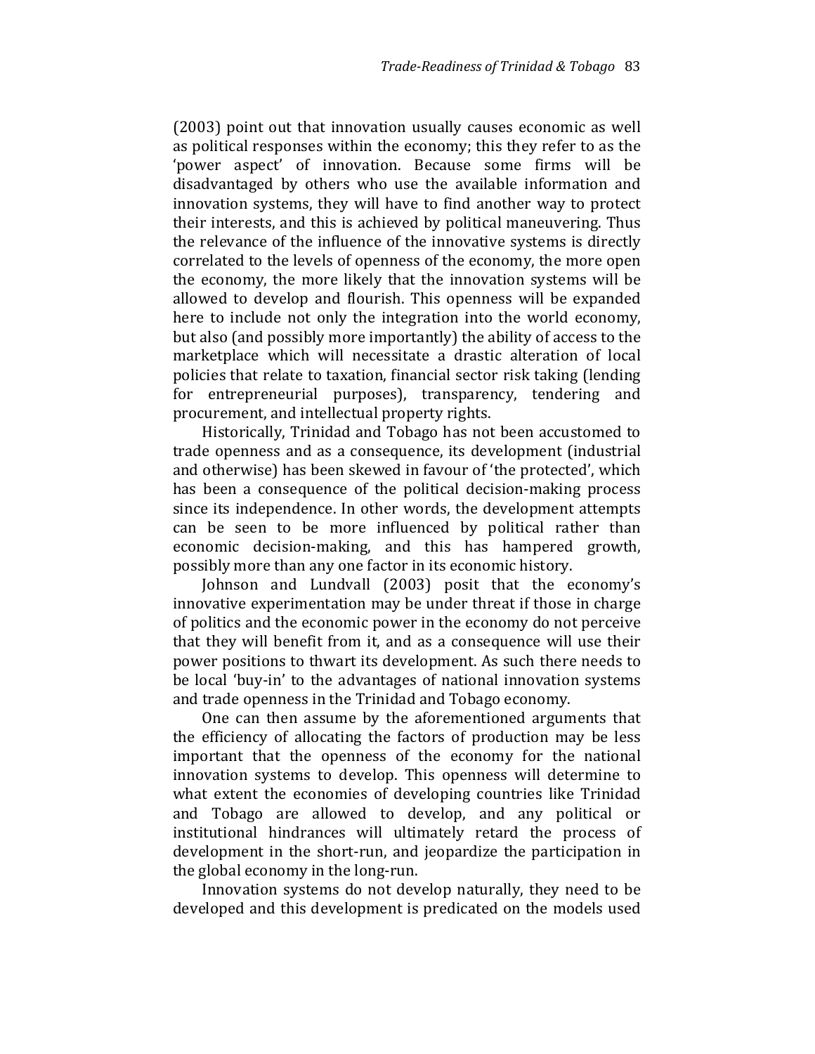(2003) point out that innovation usually causes economic as well as political responses within the economy; this they refer to as the 'power aspect' of innovation. Because some firms will be disadvantaged by others who use the available information and innovation systems, they will have to find another way to protect their interests, and this is achieved by political maneuvering. Thus the relevance of the influence of the innovative systems is directly correlated to the levels of openness of the economy, the more open the economy, the more likely that the innovation systems will be allowed to develop and flourish. This openness will be expanded here to include not only the integration into the world economy, but also (and possibly more importantly) the ability of access to the marketplace which will necessitate a drastic alteration of local policies that relate to taxation, financial sector risk taking (lending for entrepreneurial purposes), transparency, tendering and procurement, and intellectual property rights.

Historically, Trinidad and Tobago has not been accustomed to trade openness and as a consequence, its development (industrial and otherwise) has been skewed in favour of 'the protected', which has been a consequence of the political decision-making process since its independence. In other words, the development attempts can be seen to be more influenced by political rather than economic decision-making, and this has hampered growth, possibly more than any one factor in its economic history.

Johnson and Lundvall (2003) posit that the economy's innovative experimentation may be under threat if those in charge of politics and the economic power in the economy do not perceive that they will benefit from it, and as a consequence will use their power positions to thwart its development. As such there needs to be local 'buy-in' to the advantages of national innovation systems and trade openness in the Trinidad and Tobago economy.

One can then assume by the aforementioned arguments that the efficiency of allocating the factors of production may be less important that the openness of the economy for the national innovation systems to develop. This openness will determine to what extent the economies of developing countries like Trinidad and Tobago are allowed to develop, and any political or institutional hindrances will ultimately retard the process of development in the short-run, and jeopardize the participation in the global economy in the long-run.

Innovation systems do not develop naturally, they need to be developed and this development is predicated on the models used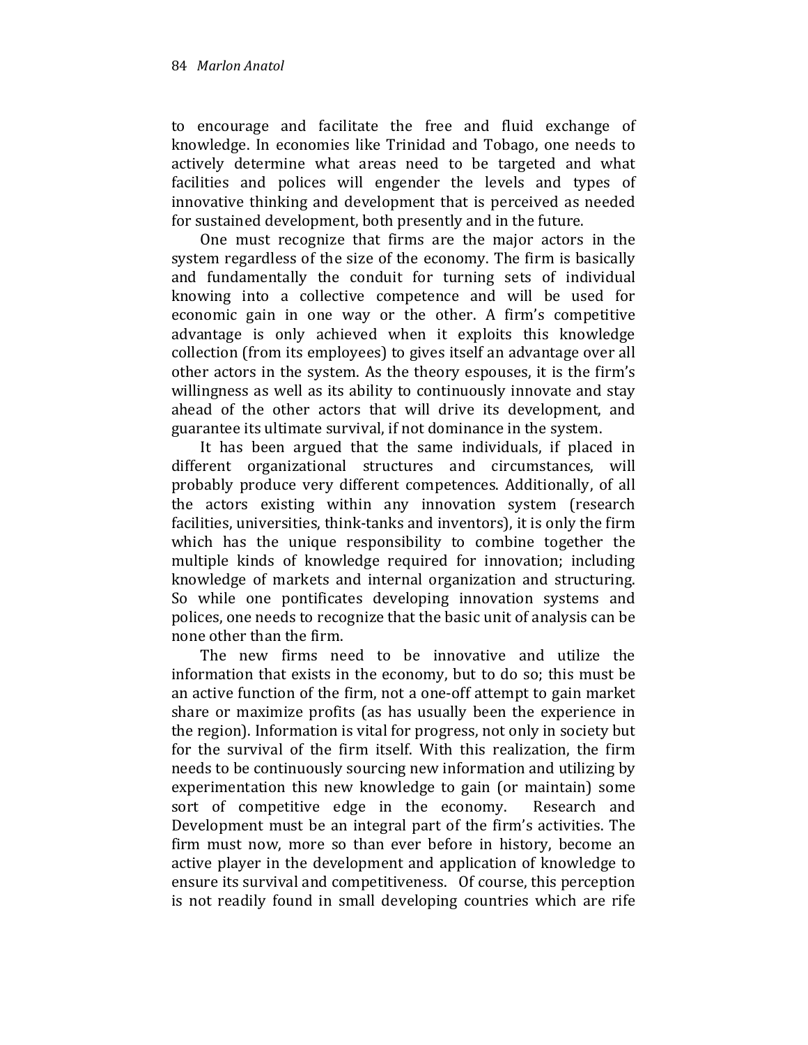to encourage and facilitate the free and fluid exchange of knowledge. In economies like Trinidad and Tobago, one needs to actively determine what areas need to be targeted and what facilities and polices will engender the levels and types of innovative thinking and development that is perceived as needed for sustained development, both presently and in the future.

One must recognize that firms are the major actors in the system regardless of the size of the economy. The firm is basically and fundamentally the conduit for turning sets of individual knowing into a collective competence and will be used for economic gain in one way or the other. A firm's competitive advantage is only achieved when it exploits this knowledge collection (from its employees) to gives itself an advantage over all other actors in the system. As the theory espouses, it is the firm's willingness as well as its ability to continuously innovate and stay ahead of the other actors that will drive its development, and guarantee its ultimate survival, if not dominance in the system.

It has been argued that the same individuals, if placed in different organizational structures and circumstances, will probably produce very different competences. Additionally, of all the actors existing within any innovation system (research facilities, universities, think-tanks and inventors), it is only the firm which has the unique responsibility to combine together the multiple kinds of knowledge required for innovation; including knowledge of markets and internal organization and structuring. So while one pontificates developing innovation systems and polices, one needs to recognize that the basic unit of analysis can be none other than the firm.

The new firms need to be innovative and utilize the information that exists in the economy, but to do so; this must be an active function of the firm, not a one-off attempt to gain market share or maximize profits (as has usually been the experience in the region). Information is vital for progress, not only in society but for the survival of the firm itself. With this realization, the firm needs to be continuously sourcing new information and utilizing by experimentation this new knowledge to gain (or maintain) some sort of competitive edge in the economy. Research and Development must be an integral part of the firm's activities. The firm must now, more so than ever before in history, become an active player in the development and application of knowledge to ensure its survival and competitiveness. Of course, this perception is not readily found in small developing countries which are rife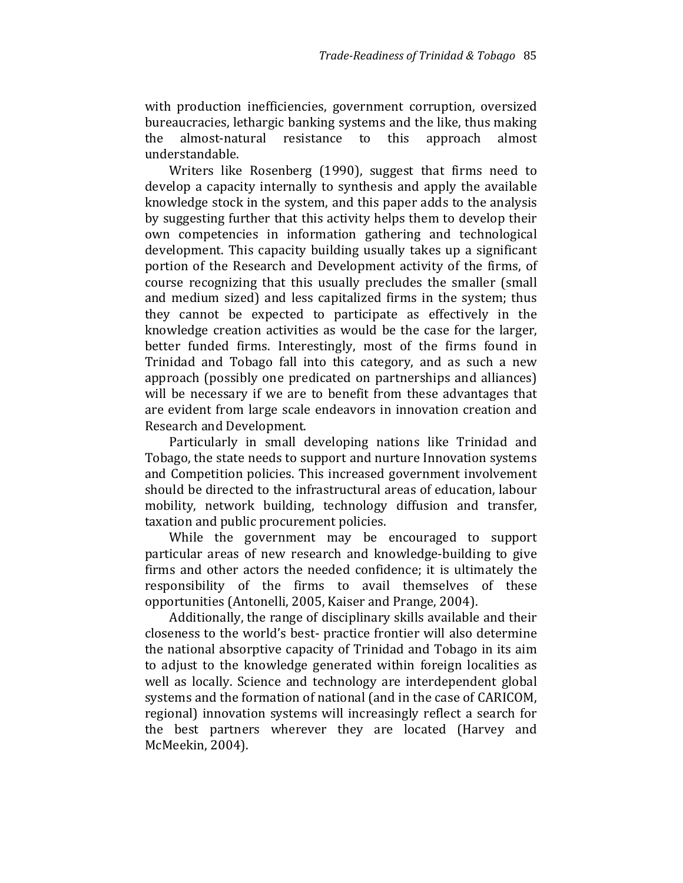with production inefficiencies, government corruption, oversized bureaucracies, lethargic banking systems and the like, thus making the almost-natural resistance to this approach almost understandable.

Writers like Rosenberg (1990), suggest that firms need to develop a capacity internally to synthesis and apply the available knowledge stock in the system, and this paper adds to the analysis by suggesting further that this activity helps them to develop their own competencies in information gathering and technological development. This capacity building usually takes up a significant portion of the Research and Development activity of the firms, of course recognizing that this usually precludes the smaller (small and medium sized) and less capitalized firms in the system; thus they cannot be expected to participate as effectively in the knowledge creation activities as would be the case for the larger, better funded firms. Interestingly, most of the firms found in Trinidad and Tobago fall into this category, and as such a new approach (possibly one predicated on partnerships and alliances) will be necessary if we are to benefit from these advantages that are evident from large scale endeavors in innovation creation and Research and Development.

Particularly in small developing nations like Trinidad and Tobago, the state needs to support and nurture Innovation systems and Competition policies. This increased government involvement should be directed to the infrastructural areas of education, labour mobility, network building, technology diffusion and transfer, taxation and public procurement policies.

While the government may be encouraged to support particular areas of new research and knowledge-building to give firms and other actors the needed confidence; it is ultimately the responsibility of the firms to avail themselves of these opportunities (Antonelli, 2005, Kaiser and Prange, 2004).

Additionally, the range of disciplinary skills available and their closeness to the world's best- practice frontier will also determine the national absorptive capacity of Trinidad and Tobago in its aim to adjust to the knowledge generated within foreign localities as well as locally. Science and technology are interdependent global systems and the formation of national (and in the case of CARICOM, regional) innovation systems will increasingly reflect a search for the best partners wherever they are located (Harvey and McMeekin, 2004).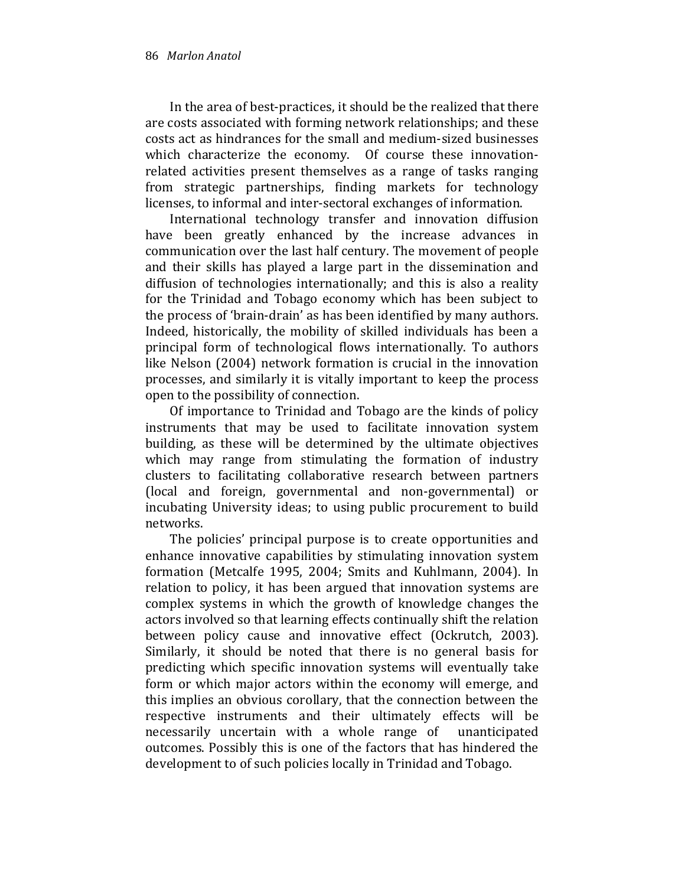In the area of best-practices, it should be the realized that there are costs associated with forming network relationships; and these costs act as hindrances for the small and medium-sized businesses which characterize the economy. Of course these innovation-related activities present themselves as a range of tasks ranging from strategic partnerships, finding markets for technology licenses, to informal and inter-sectoral exchanges of information.

International technology transfer and innovation diffusion have been greatly enhanced by the increase advances in communication over the last half century. The movement of people and their skills has played a large part in the dissemination and diffusion of technologies internationally; and this is also a reality for the Trinidad and Tobago economy which has been subject to the process of 'brain-drain' as has been identified by many authors. Indeed, historically, the mobility of skilled individuals has been a principal form of technological flows internationally. To authors like Nelson (2004) network formation is crucial in the innovation processes, and similarly it is vitally important to keep the process open to the possibility of connection.

Of importance to Trinidad and Tobago are the kinds of policy instruments that may be used to facilitate innovation system building, as these will be determined by the ultimate objectives which may range from stimulating the formation of industry clusters to facilitating collaborative research between partners (local and foreign, governmental and non-governmental) or incubating University ideas; to using public procurement to build networks.

The policies' principal purpose is to create opportunities and enhance innovative capabilities by stimulating innovation system formation (Metcalfe 1995, 2004; Smits and Kuhlmann, 2004). In relation to policy, it has been argued that innovation systems are complex systems in which the growth of knowledge changes the actors involved so that learning effects continually shift the relation between policy cause and innovative effect (Ockrutch, 2003). Similarly, it should be noted that there is no general basis for predicting which specific innovation systems will eventually take form or which major actors within the economy will emerge, and this implies an obvious corollary, that the connection between the respective instruments and their ultimately effects will be necessarily uncertain with a whole range of unanticipated outcomes. Possibly this is one of the factors that has hindered the development to of such policies locally in Trinidad and Tobago.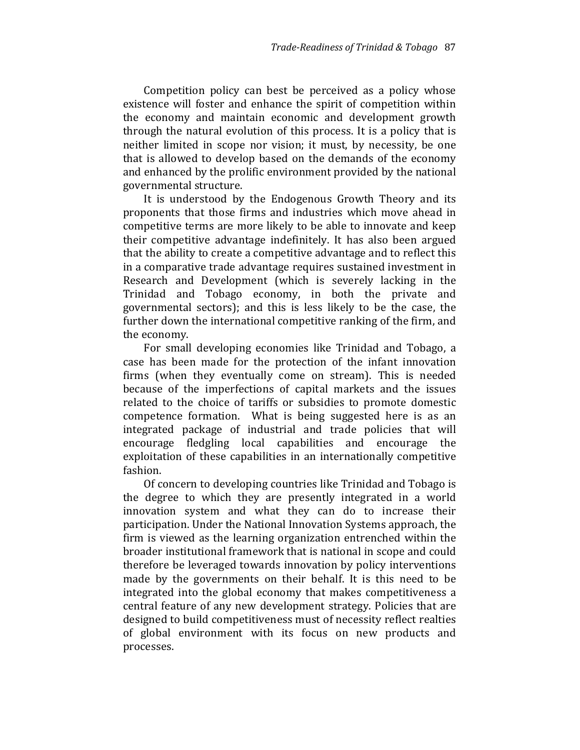Competition policy can best be perceived as a policy whose existence will foster and enhance the spirit of competition within the economy and maintain economic and development growth through the natural evolution of this process. It is a policy that is neither limited in scope nor vision; it must, by necessity, be one that is allowed to develop based on the demands of the economy and enhanced by the prolific environment provided by the national governmental structure.

It is understood by the Endogenous Growth Theory and its proponents that those firms and industries which move ahead in competitive terms are more likely to be able to innovate and keep their competitive advantage indefinitely. It has also been argued that the ability to create a competitive advantage and to reflect this in a comparative trade advantage requires sustained investment in Research and Development (which is severely lacking in the Trinidad and Tobago economy, in both the private and governmental sectors); and this is less likely to be the case, the further down the international competitive ranking of the firm, and the economy.

For small developing economies like Trinidad and Tobago, a case has been made for the protection of the infant innovation firms (when they eventually come on stream). This is needed because of the imperfections of capital markets and the issues related to the choice of tariffs or subsidies to promote domestic competence formation. What is being suggested here is as an integrated package of industrial and trade policies that will encourage fledgling local capabilities and encourage the exploitation of these capabilities in an internationally competitive fashion.

Of concern to developing countries like Trinidad and Tobago is the degree to which they are presently integrated in a world innovation system and what they can do to increase their participation. Under the National Innovation Systems approach, the firm is viewed as the learning organization entrenched within the broader institutional framework that is national in scope and could therefore be leveraged towards innovation by policy interventions made by the governments on their behalf. It is this need to be integrated into the global economy that makes competitiveness a central feature of any new development strategy. Policies that are designed to build competitiveness must of necessity reflect realties of global environment with its focus on new products and processes.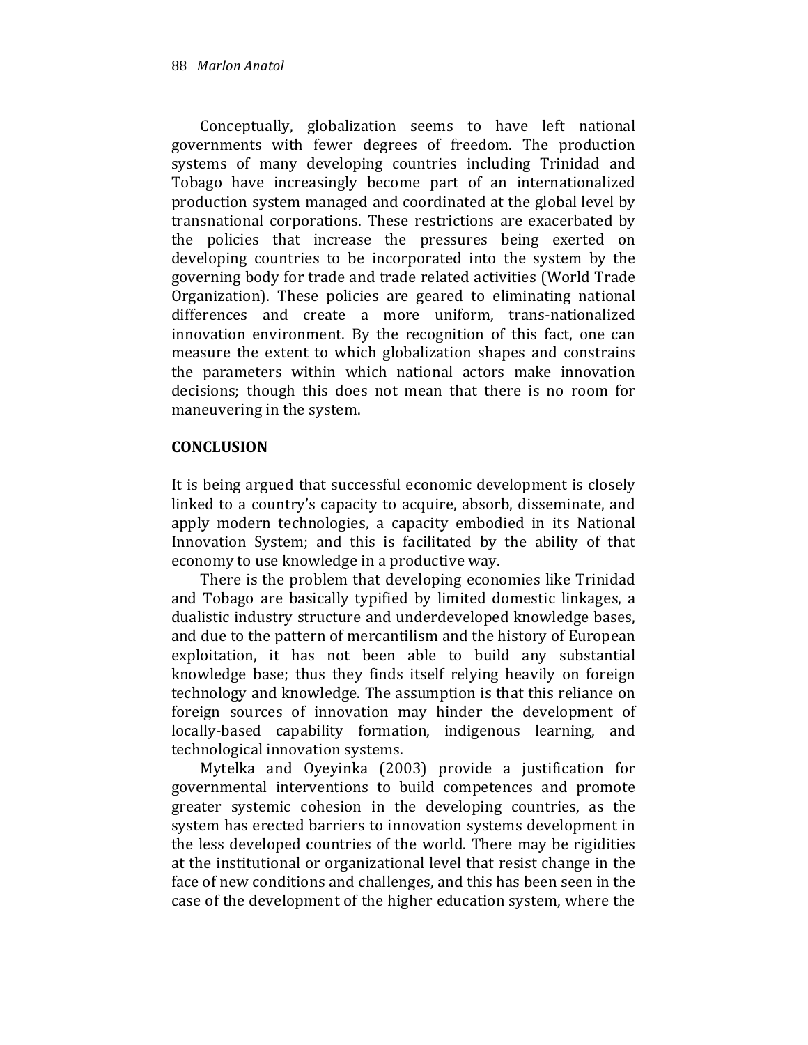Conceptually, globalization seems to have left national governments with fewer degrees of freedom. The production systems of many developing countries including Trinidad and Tobago have increasingly become part of an internationalized production system managed and coordinated at the global level by transnational corporations. These restrictions are exacerbated by the policies that increase the pressures being exerted on developing countries to be incorporated into the system by the governing body for trade and trade related activities (World Trade Organization). These policies are geared to eliminating national differences and create a more uniform, trans-nationalized innovation environment. By the recognition of this fact, one can measure the extent to which globalization shapes and constrains the parameters within which national actors make innovation decisions; though this does not mean that there is no room for maneuvering in the system.

## CONCLUSION

It is being argued that successful economic development is closely linked to a country's capacity to acquire, absorb, disseminate, and apply modern technologies, a capacity embodied in its National Innovation System; and this is facilitated by the ability of that economy to use knowledge in a productive way.

There is the problem that developing economies like Trinidad and Tobago are basically typified by limited domestic linkages, a dualistic industry structure and underdeveloped knowledge bases, and due to the pattern of mercantilism and the history of European exploitation, it has not been able to build any substantial knowledge base; thus they finds itself relying heavily on foreign technology and knowledge. The assumption is that this reliance on foreign sources of innovation may hinder the development of locally-based capability formation, indigenous learning, and technological innovation systems.

Mytelka and Oyeyinka (2003) provide a justification for governmental interventions to build competences and promote greater systemic cohesion in the developing countries, as the system has erected barriers to innovation systems development in the less developed countries of the world. There may be rigidities at the institutional or organizational level that resist change in the face of new conditions and challenges, and this has been seen in the case of the development of the higher education system, where the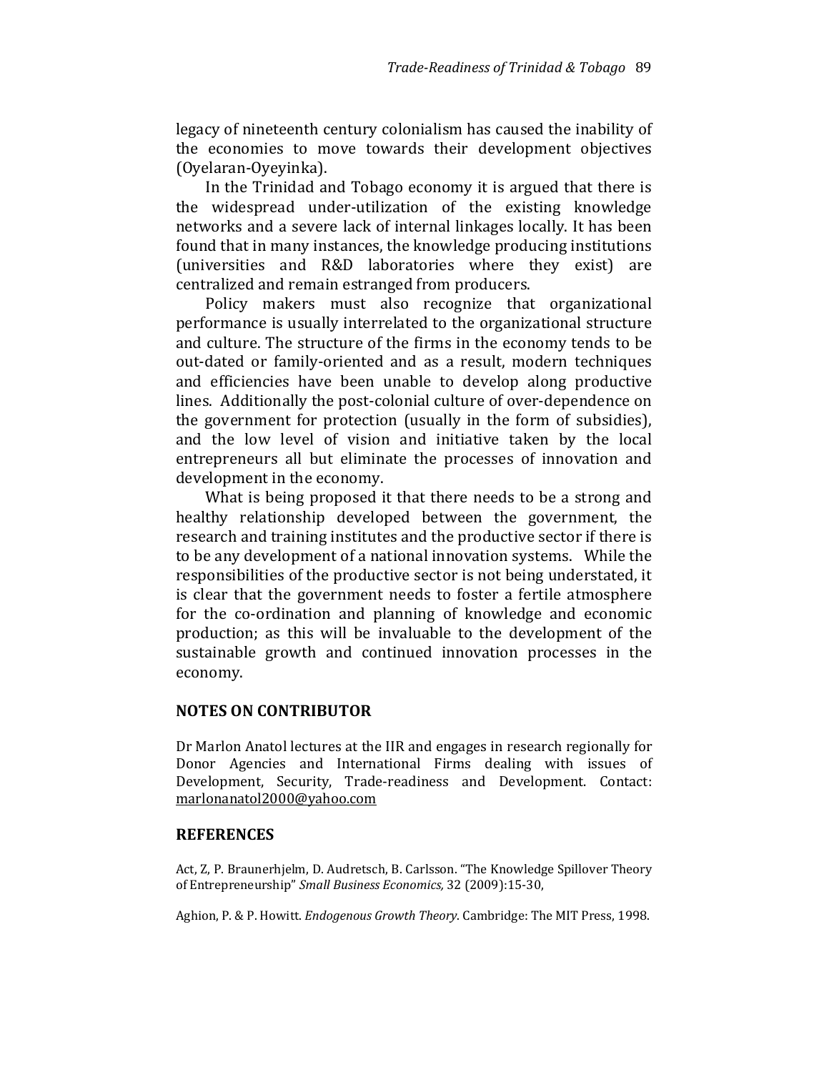legacy of nineteenth century colonialism has caused the inability of the economies to move towards their development objectives (Oyelaran-Oyeyinka).

In the Trinidad and Tobago economy it is argued that there is the widespread under-utilization of the existing knowledge networks and a severe lack of internal linkages locally. It has been found that in many instances, the knowledge producing institutions (universities and R&D laboratories where they exist) are centralized and remain estranged from producers.

Policy makers must also recognize that organizational performance is usually interrelated to the organizational structure and culture. The structure of the firms in the economy tends to be out-dated or family-oriented and as a result, modern techniques and efficiencies have been unable to develop along productive lines. Additionally the post-colonial culture of over-dependence on the government for protection (usually in the form of subsidies), and the low level of vision and initiative taken by the local entrepreneurs all but eliminate the processes of innovation and development in the economy.

What is being proposed it that there needs to be a strong and healthy relationship developed between the government, the research and training institutes and the productive sector if there is to be any development of a national innovation systems. While the responsibilities of the productive sector is not being understated, it is clear that the government needs to foster a fertile atmosphere for the co-ordination and planning of knowledge and economic production; as this will be invaluable to the development of the sustainable growth and continued innovation processes in the economy.

## NOTES ON CONTRIBUTOR

Dr Marlon Anatol lectures at the IIR and engages in research regionally for Donor Agencies and International Firms dealing with issues of Development, Security, Trade-readiness and Development. Contact: marlonanatol2000@yahoo.com

## REFERENCES

Act, Z, P. Braunerhjelm, D. Audretsch, B. Carlsson. "The Knowledge Spillover Theory of Entrepreneurship" *Small Business Economics,* 32 (2009):15-30,

Aghion, P. & P. Howitt. *Endogenous Growth Theory*. Cambridge: The MIT Press, 1998.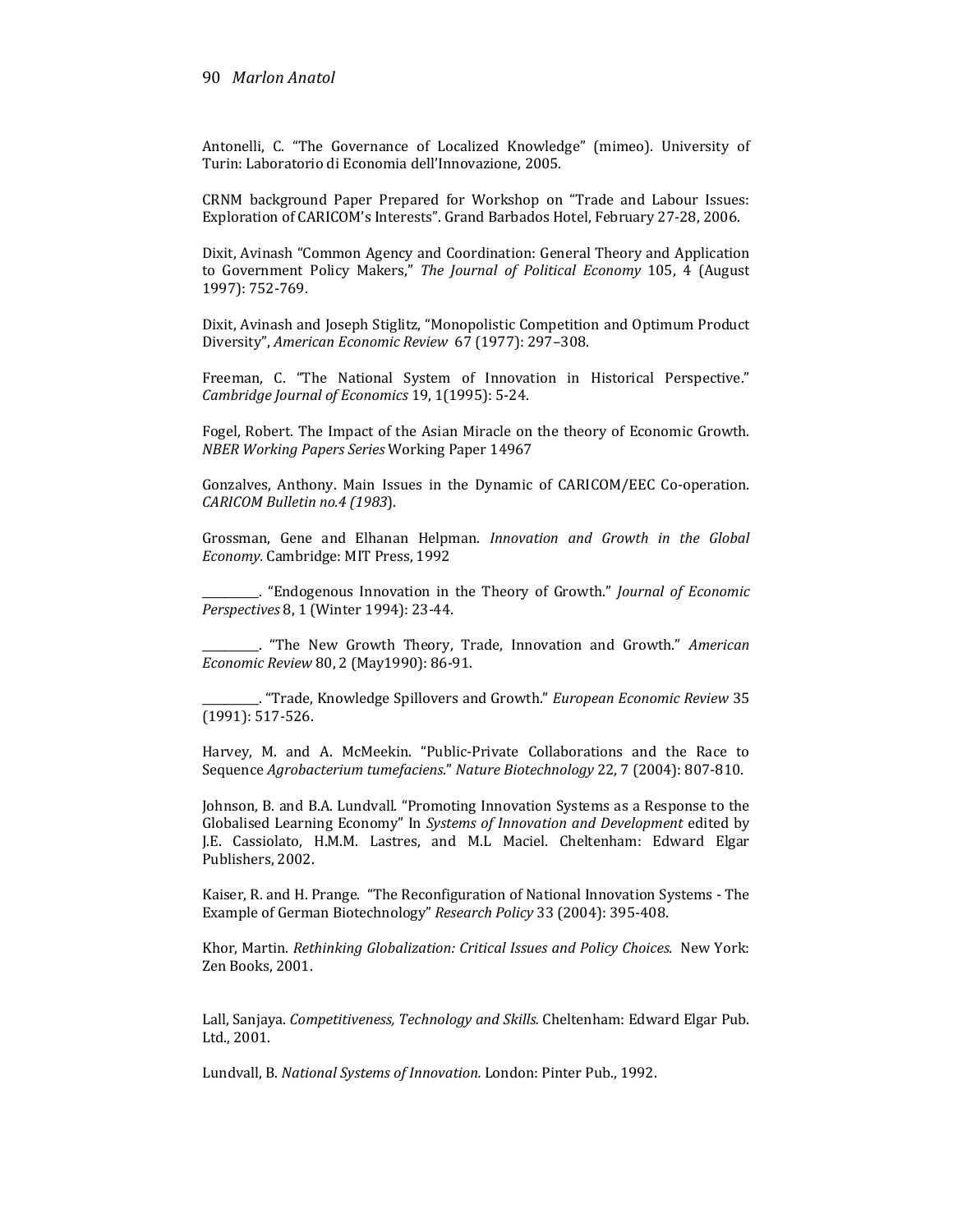Antonelli, C. "The Governance of Localized Knowledge" (mimeo). University of Turin: Laboratorio di Economia dell'Innovazione, 2005.

CRNM background Paper Prepared for Workshop on "Trade and Labour Issues: Exploration of CARICOM's Interests". Grand Barbados Hotel, February 27-28, 2006.

Dixit, Avinash "Common Agency and Coordination: General Theory and Application to Government Policy Makers," *The Journal of Political Economy* 105, 4 (August 1997): 752-769.

Dixit, Avinash and Joseph Stiglitz, "Monopolistic Competition and Optimum Product Diversity", *American Economic Review* 67 (1977): 297–308.

Freeman, C. "The National System of Innovation in Historical Perspective." *Cambridge Journal of Economics* 19, 1(1995): 5-24.

Fogel, Robert. The Impact of the Asian Miracle on the theory of Economic Growth. *NBER Working Papers Series* Working Paper 14967

Gonzalves, Anthony. Main Issues in the Dynamic of CARICOM/EEC Co-operation. *CARICOM Bulletin no.4 (1983*).

Grossman, Gene and Elhanan Helpman. *Innovation and Growth in the Global Economy.* Cambridge: MIT Press, 1992

\_\_\_\_\_\_\_\_\_\_. "Endogenous Innovation in the Theory of Growth." *Journal of Economic Perspectives* 8, 1 (Winter 1994): 23-44.

\_\_\_\_\_\_\_\_\_\_. "The New Growth Theory, Trade, Innovation and Growth." *American Economic Review* 80, 2 (May1990): 86-91.

\_\_\_\_\_\_\_\_\_\_. "Trade, Knowledge Spillovers and Growth." *European Economic Review* 35 (1991): 517-526.

Harvey, M. and A. McMeekin. "Public-Private Collaborations and the Race to Sequence *Agrobacterium tumefaciens*." *Nature Biotechnology* 22, 7 (2004): 807-810.

Johnson, B. and B.A. Lundvall. "Promoting Innovation Systems as a Response to the Globalised Learning Economy" In *Systems of Innovation and Development* edited by J.E. Cassiolato, H.M.M. Lastres, and M.L Maciel. Cheltenham: Edward Elgar Publishers, 2002.

Kaiser, R. and H. Prange. "The Reconfiguration of National Innovation Systems - The Example of German Biotechnology" *Research Policy* 33 (2004): 395-408.

Khor, Martin. *Rethinking Globalization: Critical Issues and Policy Choices.* New York: Zen Books, 2001.

Lall, Sanjaya. *Competitiveness, Technology and Skills.* Cheltenham: Edward Elgar Pub. Ltd., 2001.

Lundvall, B. *National Systems of Innovation.* London: Pinter Pub., 1992.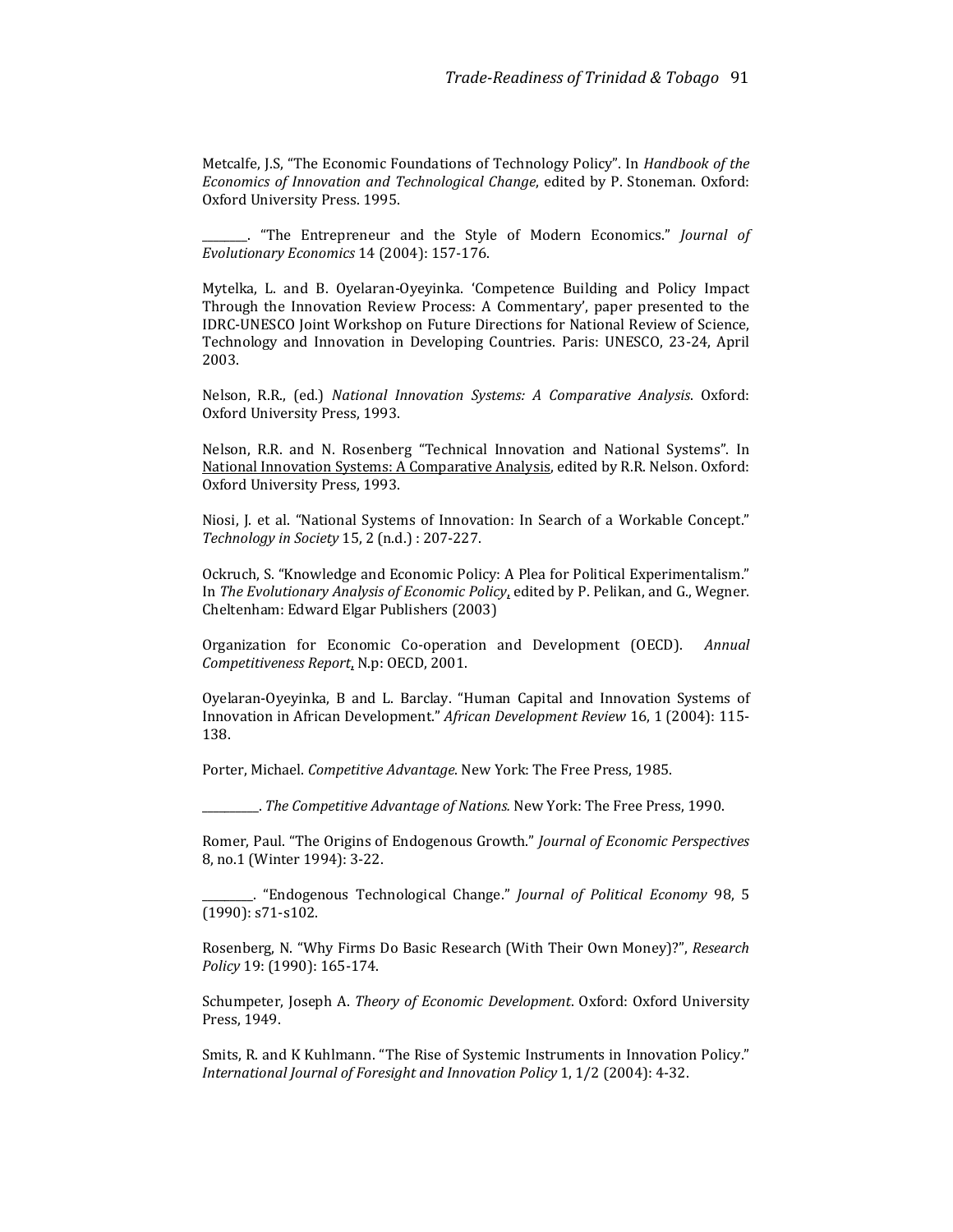Metcalfe, J.S, "The Economic Foundations of Technology Policy". In *Handbook of the Economics of Innovation and Technological Change*, edited by P. Stoneman. Oxford: Oxford University Press. 1995.

________. "The Entrepreneur and the Style of Modern Economics." *Journal of Evolutionary Economics* 14 (2004): 157-176.

Mytelka, L. and B. Oyelaran-Oyeyinka. 'Competence Building and Policy Impact Through the Innovation Review Process: A Commentary', paper presented to the IDRC-UNESCO Joint Workshop on Future Directions for National Review of Science, Technology and Innovation in Developing Countries. Paris: UNESCO, 23-24, April 2003.

Nelson, R.R., (ed.) *National Innovation Systems: A Comparative Analysis*. Oxford: Oxford University Press, 1993.

Nelson, R.R. and N. Rosenberg "Technical Innovation and National Systems". In National Innovation Systems: A Comparative Analysis, edited by R.R. Nelson. Oxford: Oxford University Press, 1993.

Niosi, J. et al. "National Systems of Innovation: In Search of a Workable Concept." *Technology in Society* 15, 2 (n.d.) : 207-227.

Ockruch, S. "Knowledge and Economic Policy: A Plea for Political Experimentalism." In *The Evolutionary Analysis of Economic Policy*, edited by P. Pelikan, and G., Wegner. Cheltenham: Edward Elgar Publishers (2003)

Organization for Economic Co-operation and Development (OECD). *Annual Competitiveness Report*, N.p: OECD, 2001.

Oyelaran-Oyeyinka, B and L. Barclay. "Human Capital and Innovation Systems of Innovation in African Development." *African Development Review* 16, 1 (2004): 115-138.

Porter, Michael. *Competitive Advantage*. New York: The Free Press, 1985.

__________. *The Competitive Advantage of Nations.* New York: The Free Press, 1990.

Romer, Paul. "The Origins of Endogenous Growth." *Journal of Economic Perspectives* 8, no.1 (Winter 1994): 3-22.

_________. "Endogenous Technological Change." *Journal of Political Economy* 98, 5 (1990): s71-s102.

Rosenberg, N. "Why Firms Do Basic Research (With Their Own Money)?", *Research Policy* 19: (1990): 165-174.

Schumpeter, Joseph A. *Theory of Economic Development*. Oxford: Oxford University Press, 1949.

Smits, R. and K Kuhlmann. "The Rise of Systemic Instruments in Innovation Policy." *International Journal of Foresight and Innovation Policy* 1, 1/2 (2004): 4-32.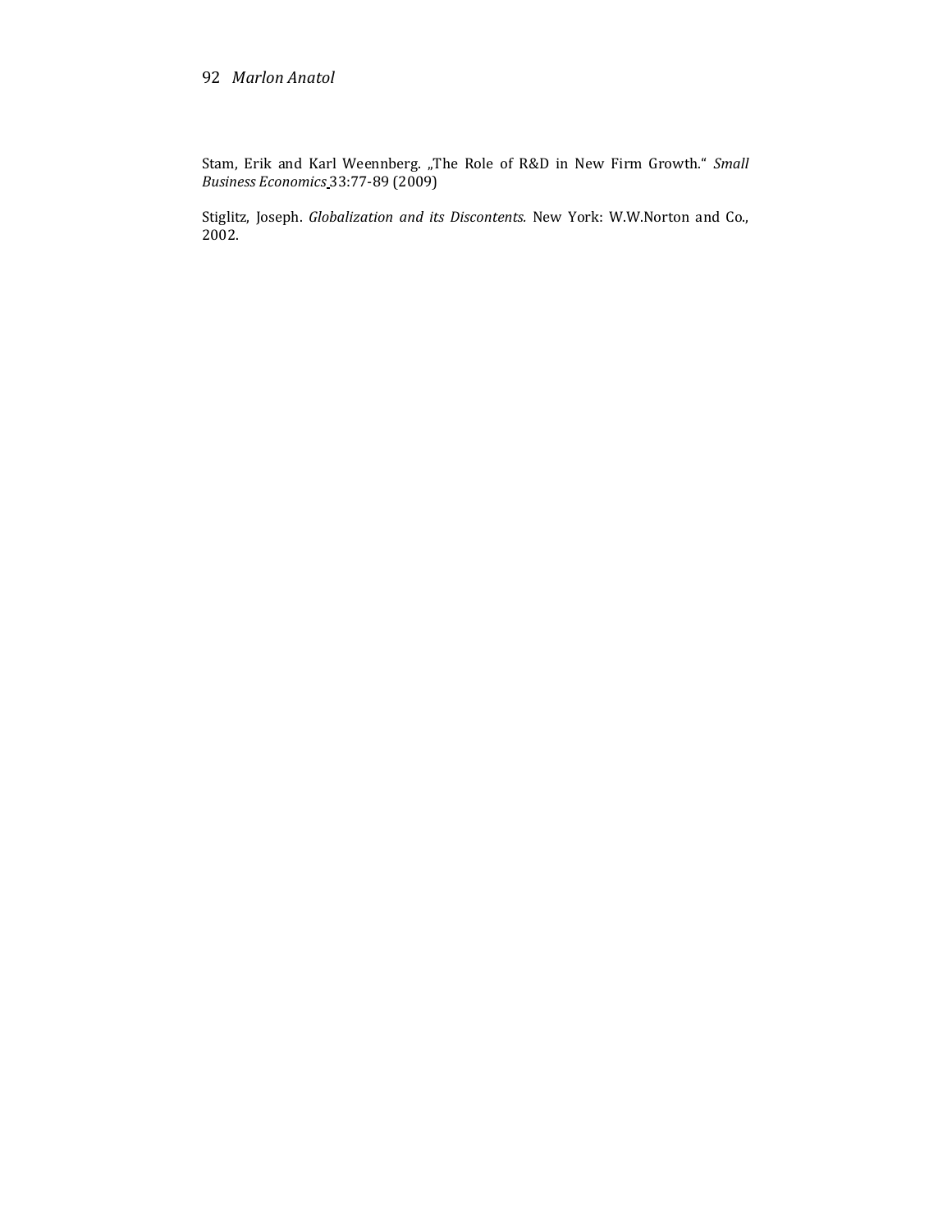Stam, Erik and Karl Weennberg. „The Role of R&D in New Firm Growth." *Small Business Economics* 33:77-89 (2009)

Stiglitz, Joseph. *Globalization and its Discontents.* New York: W.W.Norton and Co., 2002.